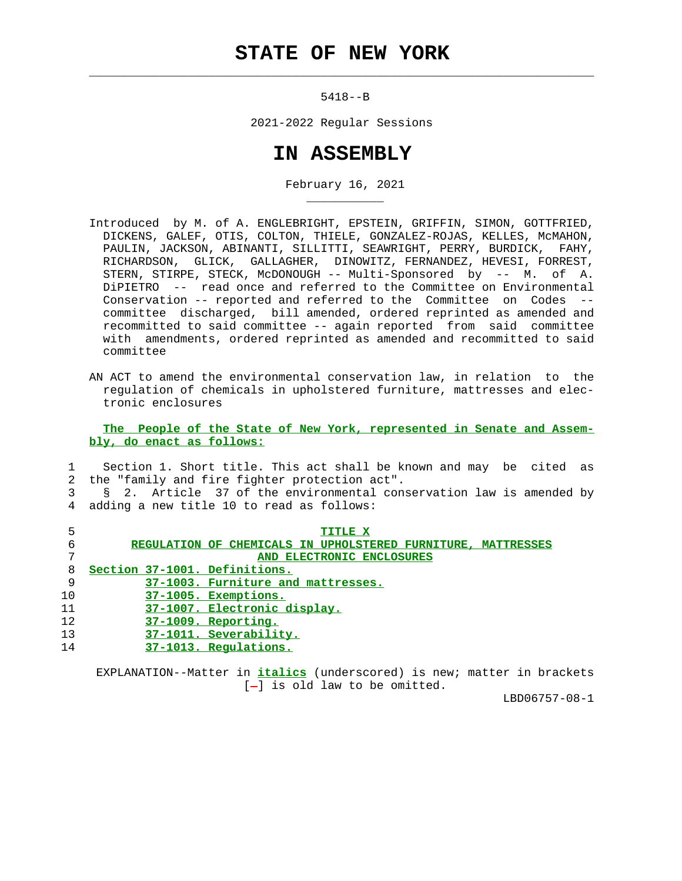# STATE OF NEW YORK

5418--B

2021-2022 Regular Sessions

# IN ASSEMBLY

February 16, 2021

Introduced by M. of A. ENGLEBRIGHT, EPSTEIN, GRIFFIN, SIMON, GOTTFRIED, DICKENS, GALEF, OTIS, COLTON, THIELE, GONZALEZ-ROJAS, KELLES, McMAHON, PAULIN, JACKSON, ABINANTI, SILLITTI, SEAWRIGHT, PERRY, BURDICK, FAHY, RICHARDSON, GLICK, GALLAGHER, DINOWITZ, FERNANDEZ, HEVESI, FORREST, STERN, STIRPE, STECK, McDONOUGH -- Multi-Sponsored by -- M. of A. DiPIETRO -- read once and referred to the Committee on Environmental Conservation -- reported and referred to the Committee on Codes -- committee discharged, bill amended, ordered reprinted as amended and recommitted to said committee -- again reported from said committee with amendments, ordered reprinted as amended and recommitted to said committee

AN ACT to amend the environmental conservation law, in relation to the regulation of chemicals in upholstered furniture, mattresses and electronic enclosures

**The People of the State of New York, represented in Senate and Assembly, do enact as follows:**

1 Section 1. Short title. This act shall be known and may be cited as
2 the "family and fire fighter protection act".
3 § 2. Article 37 of the environmental conservation law is amended by
4 adding a new title 10 to read as follows:

5 **TITLE X**
6 **REGULATION OF CHEMICALS IN UPHOLSTERED FURNITURE, MATTRESSES**
7 **AND ELECTRONIC ENCLOSURES**
8 **Section 37-1001. Definitions.**
9 **37-1003. Furniture and mattresses.**
10 **37-1005. Exemptions.**
11 **37-1007. Electronic display.**
12 **37-1009. Reporting.**
13 **37-1011. Severability.**
14 **37-1013. Regulations.**

EXPLANATION--Matter in ***italics*** (underscored) is new; matter in brackets [-] is old law to be omitted.

LBD06757-08-1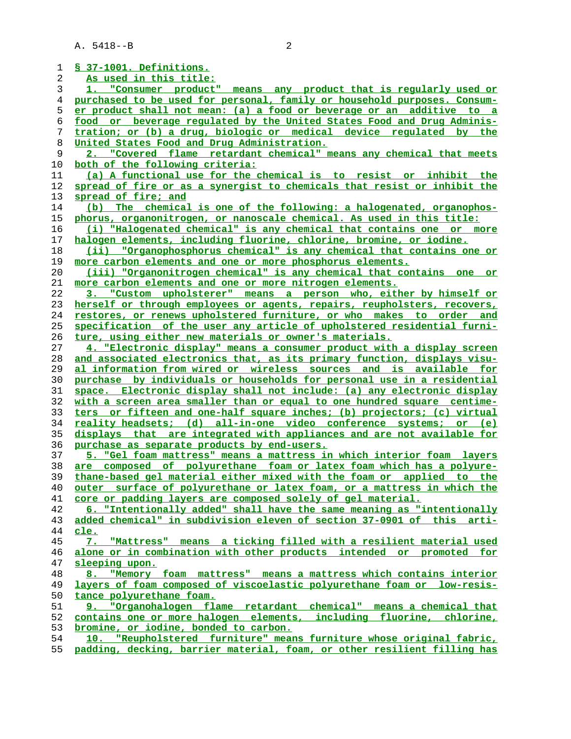§ 37-1001. Definitions.

As used in this title:

1. "Consumer product" means any product that is regularly used or purchased to be used for personal, family or household purposes. Consumer product shall not mean: (a) a food or beverage or an additive to a food or beverage regulated by the United States Food and Drug Administration; or (b) a drug, biologic or medical device regulated by the United States Food and Drug Administration.

2. "Covered flame retardant chemical" means any chemical that meets both of the following criteria:

(a) A functional use for the chemical is to resist or inhibit the spread of fire or as a synergist to chemicals that resist or inhibit the spread of fire; and

(b) The chemical is one of the following: a halogenated, organophosphorus, organonitrogen, or nanoscale chemical. As used in this title:

(i) "Halogenated chemical" is any chemical that contains one or more halogen elements, including fluorine, chlorine, bromine, or iodine.

(ii) "Organophosphorus chemical" is any chemical that contains one or more carbon elements and one or more phosphorus elements.

(iii) "Organonitrogen chemical" is any chemical that contains one or more carbon elements and one or more nitrogen elements.

3. "Custom upholsterer" means a person who, either by himself or herself or through employees or agents, repairs, reupholsters, recovers, restores, or renews upholstered furniture, or who makes to order and specification of the user any article of upholstered residential furniture, using either new materials or owner's materials.

4. "Electronic display" means a consumer product with a display screen and associated electronics that, as its primary function, displays visual information from wired or wireless sources and is available for purchase by individuals or households for personal use in a residential space. Electronic display shall not include: (a) any electronic display with a screen area smaller than or equal to one hundred square centimeters or fifteen and one-half square inches; (b) projectors; (c) virtual reality headsets; (d) all-in-one video conference systems; or (e) displays that are integrated with appliances and are not available for purchase as separate products by end-users.

5. "Gel foam mattress" means a mattress in which interior foam layers are composed of polyurethane foam or latex foam which has a polyurethane-based gel material either mixed with the foam or applied to the outer surface of polyurethane or latex foam, or a mattress in which the core or padding layers are composed solely of gel material.

6. "Intentionally added" shall have the same meaning as "intentionally added chemical" in subdivision eleven of section 37-0901 of this article.

7. "Mattress" means a ticking filled with a resilient material used alone or in combination with other products intended or promoted for sleeping upon.

8. "Memory foam mattress" means a mattress which contains interior layers of foam composed of viscoelastic polyurethane foam or low-resistance polyurethane foam.

9. "Organohalogen flame retardant chemical" means a chemical that contains one or more halogen elements, including fluorine, chlorine, bromine, or iodine, bonded to carbon.

10. "Reupholstered furniture" means furniture whose original fabric, padding, decking, barrier material, foam, or other resilient filling has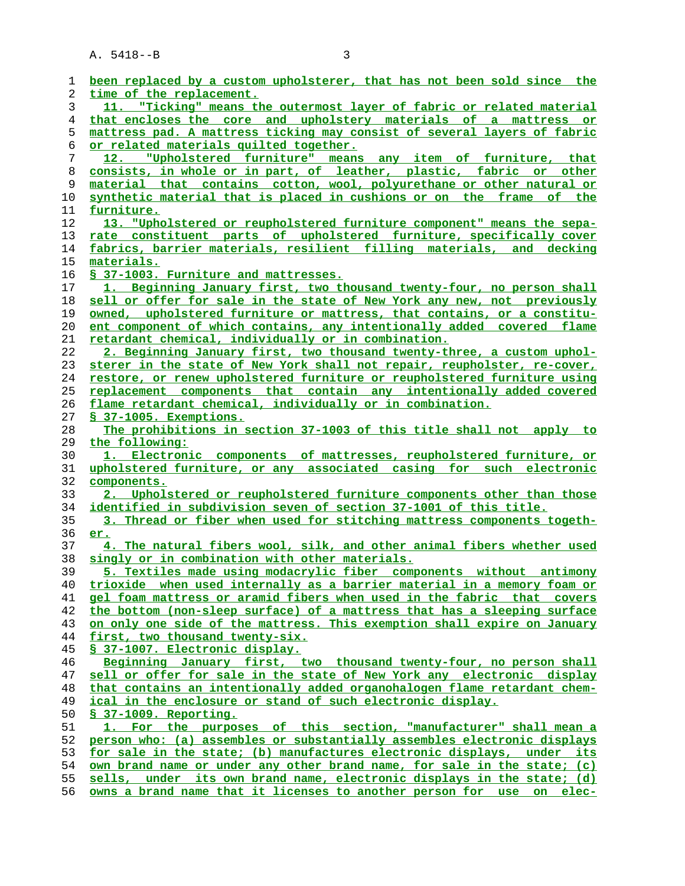been replaced by a custom upholsterer, that has not been sold since the time of the replacement.

11. "Ticking" means the outermost layer of fabric or related material that encloses the core and upholstery materials of a mattress or mattress pad. A mattress ticking may consist of several layers of fabric or related materials quilted together.

12. "Upholstered furniture" means any item of furniture, that consists, in whole or in part, of leather, plastic, fabric or other material that contains cotton, wool, polyurethane or other natural or synthetic material that is placed in cushions or on the frame of the furniture.

13. "Upholstered or reupholstered furniture component" means the separate constituent parts of upholstered furniture, specifically cover fabrics, barrier materials, resilient filling materials, and decking materials.

§ 37-1003. Furniture and mattresses.

1. Beginning January first, two thousand twenty-four, no person shall sell or offer for sale in the state of New York any new, not previously owned, upholstered furniture or mattress, that contains, or a constituent component of which contains, any intentionally added covered flame retardant chemical, individually or in combination.

2. Beginning January first, two thousand twenty-three, a custom upholsterer in the state of New York shall not repair, reupholster, re-cover, restore, or renew upholstered furniture or reupholstered furniture using replacement components that contain any intentionally added covered flame retardant chemical, individually or in combination.

§ 37-1005. Exemptions.

The prohibitions in section 37-1003 of this title shall not apply to the following:

1. Electronic components of mattresses, reupholstered furniture, or upholstered furniture, or any associated casing for such electronic components.

2. Upholstered or reupholstered furniture components other than those identified in subdivision seven of section 37-1001 of this title.

3. Thread or fiber when used for stitching mattress components together.

4. The natural fibers wool, silk, and other animal fibers whether used singly or in combination with other materials.

5. Textiles made using modacrylic fiber components without antimony trioxide when used internally as a barrier material in a memory foam or gel foam mattress or aramid fibers when used in the fabric that covers the bottom (non-sleep surface) of a mattress that has a sleeping surface on only one side of the mattress. This exemption shall expire on January first, two thousand twenty-six.

§ 37-1007. Electronic display.

Beginning January first, two thousand twenty-four, no person shall sell or offer for sale in the state of New York any electronic display that contains an intentionally added organohalogen flame retardant chemical in the enclosure or stand of such electronic display.

§ 37-1009. Reporting.

1. For the purposes of this section, "manufacturer" shall mean a person who: (a) assembles or substantially assembles electronic displays for sale in the state; (b) manufactures electronic displays, under its own brand name or under any other brand name, for sale in the state; (c) sells, under its own brand name, electronic displays in the state; (d) owns a brand name that it licenses to another person for use on elec-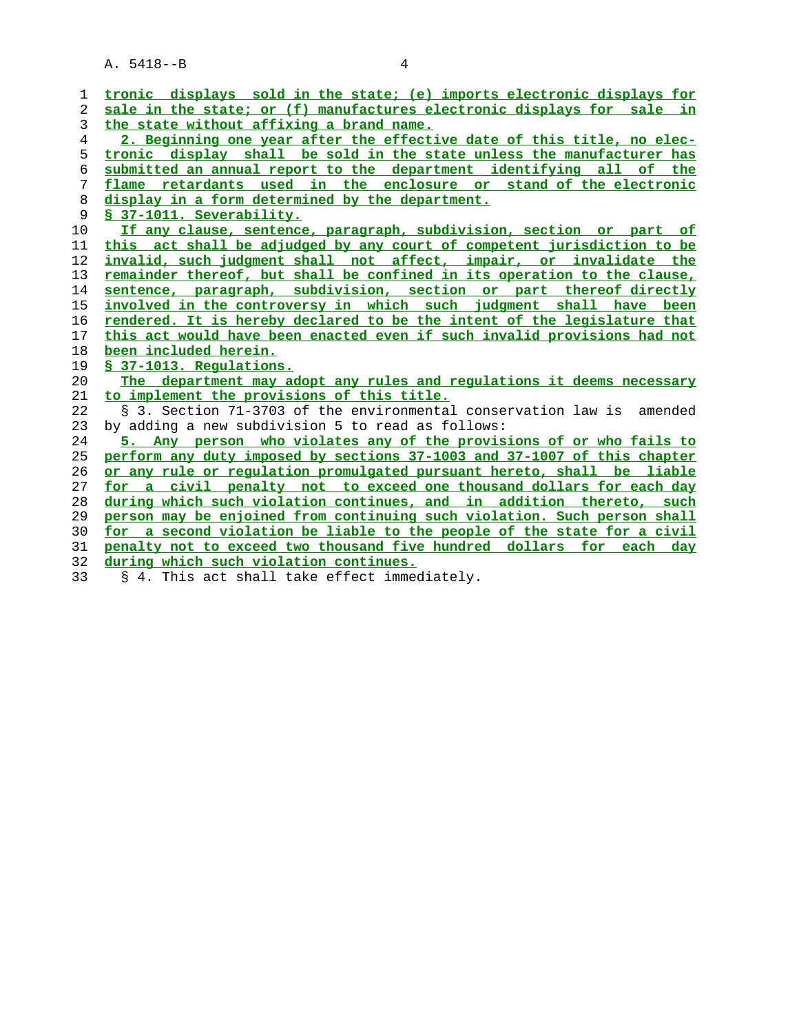tronic displays sold in the state; (e) imports electronic displays for sale in the state; or (f) manufactures electronic displays for sale in the state without affixing a brand name.

2. Beginning one year after the effective date of this title, no electronic display shall be sold in the state unless the manufacturer has submitted an annual report to the department identifying all of the flame retardants used in the enclosure or stand of the electronic display in a form determined by the department.

§ 37-1011. Severability.

If any clause, sentence, paragraph, subdivision, section or part of this act shall be adjudged by any court of competent jurisdiction to be invalid, such judgment shall not affect, impair, or invalidate the remainder thereof, but shall be confined in its operation to the clause, sentence, paragraph, subdivision, section or part thereof directly involved in the controversy in which such judgment shall have been rendered. It is hereby declared to be the intent of the legislature that this act would have been enacted even if such invalid provisions had not been included herein.

§ 37-1013. Regulations.

The department may adopt any rules and regulations it deems necessary to implement the provisions of this title.

§ 3. Section 71-3703 of the environmental conservation law is amended by adding a new subdivision 5 to read as follows:

5. Any person who violates any of the provisions of or who fails to perform any duty imposed by sections 37-1003 and 37-1007 of this chapter or any rule or regulation promulgated pursuant hereto, shall be liable for a civil penalty not to exceed one thousand dollars for each day during which such violation continues, and in addition thereto, such person may be enjoined from continuing such violation. Such person shall for a second violation be liable to the people of the state for a civil penalty not to exceed two thousand five hundred dollars for each day during which such violation continues.

§ 4. This act shall take effect immediately.